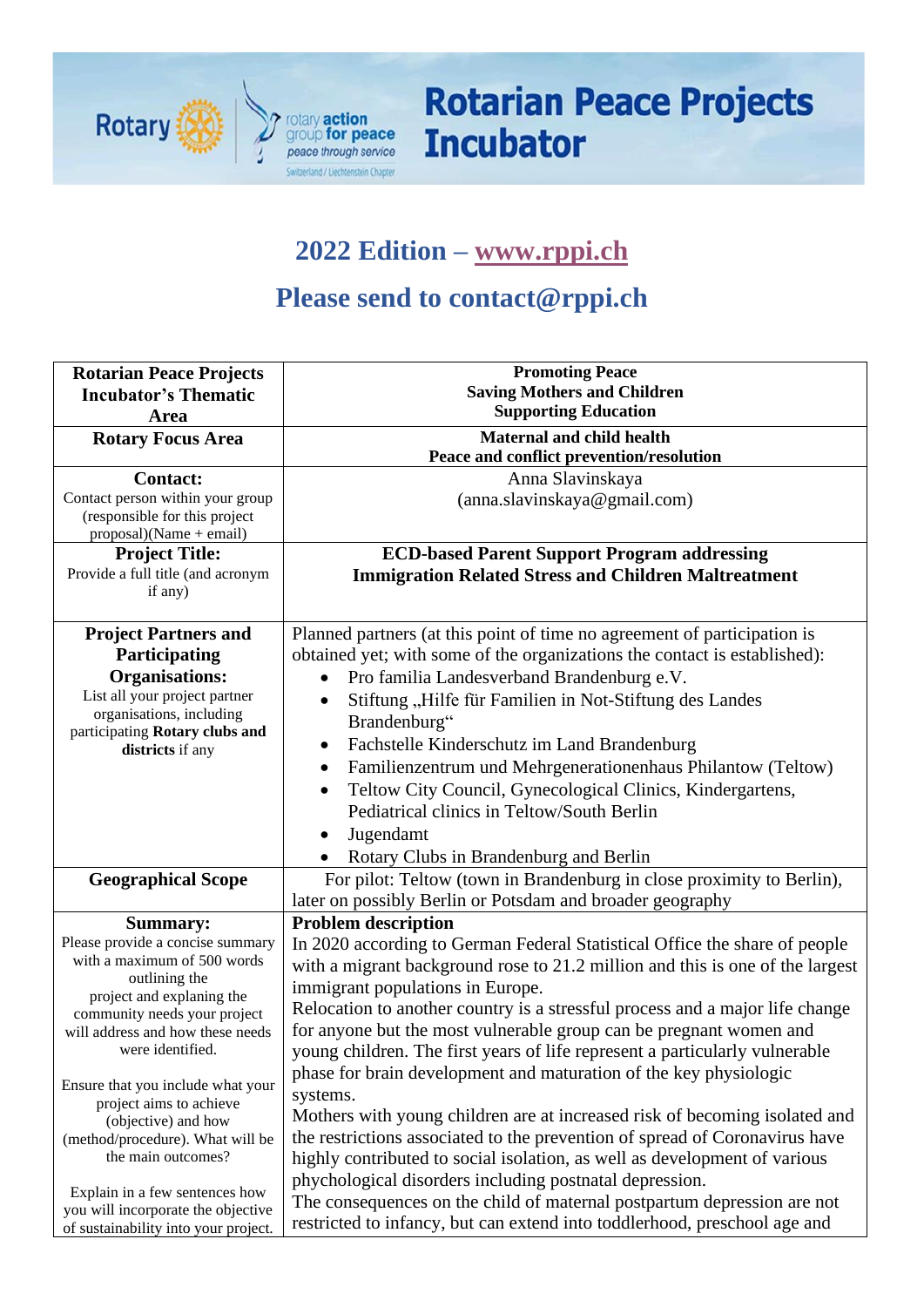# Rotarian Peace Projects Incubator

## 2022 Edition – www.rppi.ch

## Please send to contact@rppi.ch

| **Rotarian Peace Projects Incubator's Thematic Area** | **Promoting Peace**<br>**Saving Mothers and Children**<br>**Supporting Education** |
|---|---|
| **Rotary Focus Area** | **Maternal and child health**<br>**Peace and conflict prevention/resolution** |
| **Contact:**<br>Contact person within your group (responsible for this project proposal)(Name + email) | Anna Slavinskaya<br>(anna.slavinskaya@gmail.com) |
| **Project Title:**<br>Provide a full title (and acronym if any) | **ECD-based Parent Support Program addressing Immigration Related Stress and Children Maltreatment** |
| **Project Partners and Participating Organisations:**<br>List all your project partner organisations, including participating **Rotary clubs and districts** if any | Planned partners (at this point of time no agreement of participation is obtained yet; with some of the organizations the contact is established):<br>• Pro familia Landesverband Brandenburg e.V.<br>• Stiftung „Hilfe für Familien in Not-Stiftung des Landes Brandenburg"<br>• Fachstelle Kinderschutz im Land Brandenburg<br>• Familienzentrum und Mehrgenerationenhaus Philantow (Teltow)<br>• Teltow City Council, Gynecological Clinics, Kindergartens, Pediatrical clinics in Teltow/South Berlin<br>• Jugendamt<br>• Rotary Clubs in Brandenburg and Berlin |
| **Geographical Scope** | For pilot: Teltow (town in Brandenburg in close proximity to Berlin), later on possibly Berlin or Potsdam and broader geography |
| **Summary:**<br>Please provide a concise summary with a maximum of 500 words outlining the project and explaining the community needs your project will address and how these needs were identified.<br><br>Ensure that you include what your project aims to achieve (objective) and how (method/procedure). What will be the main outcomes?<br><br>Explain in a few sentences how you will incorporate the objective of sustainability into your project. | **Problem description**<br>In 2020 according to German Federal Statistical Office the share of people with a migrant background rose to 21.2 million and this is one of the largest immigrant populations in Europe.<br>Relocation to another country is a stressful process and a major life change for anyone but the most vulnerable group can be pregnant women and young children. The first years of life represent a particularly vulnerable phase for brain development and maturation of the key physiologic systems.<br>Mothers with young children are at increased risk of becoming isolated and the restrictions associated to the prevention of spread of Coronavirus have highly contributed to social isolation, as well as development of various phychological disorders including postnatal depression.<br>The consequences on the child of maternal postpartum depression are not restricted to infancy, but can extend into toddlerhood, preschool age and |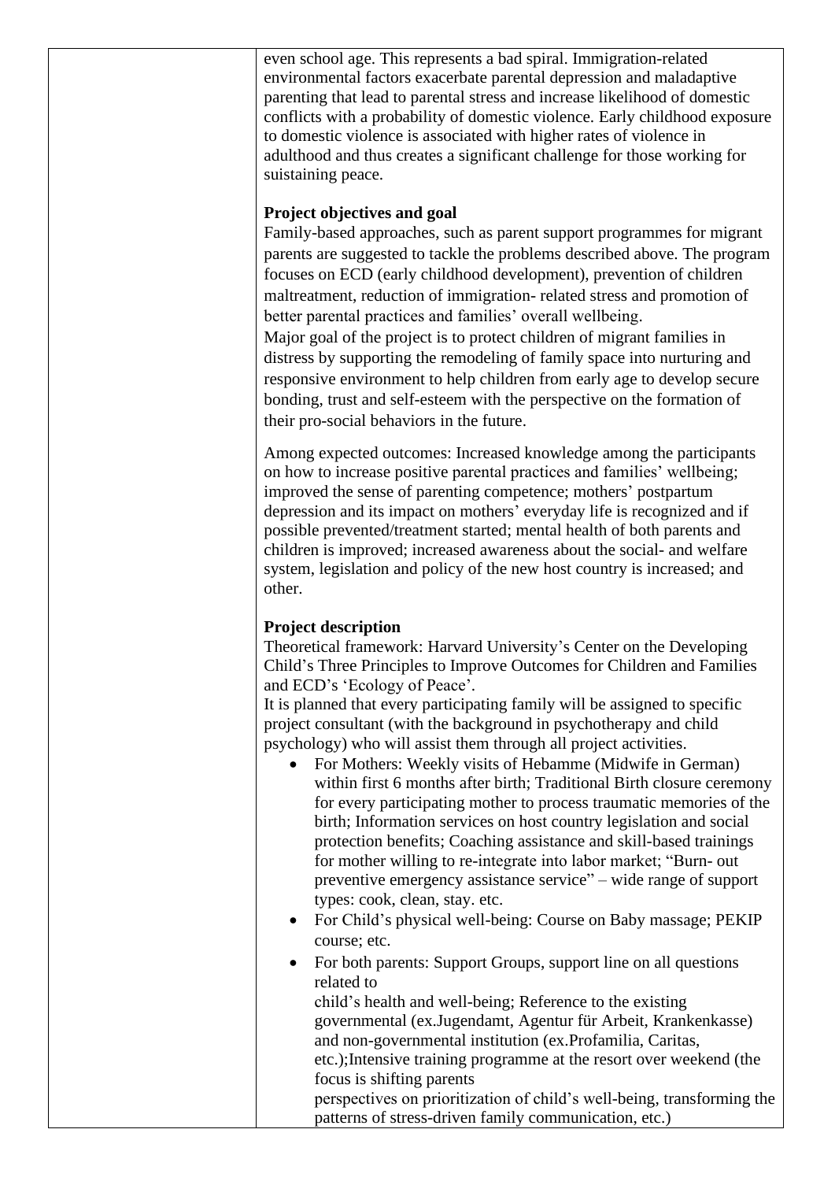even school age. This represents a bad spiral. Immigration-related environmental factors exacerbate parental depression and maladaptive parenting that lead to parental stress and increase likelihood of domestic conflicts with a probability of domestic violence. Early childhood exposure to domestic violence is associated with higher rates of violence in adulthood and thus creates a significant challenge for those working for suistaining peace.

**Project objectives and goal**

Family-based approaches, such as parent support programmes for migrant parents are suggested to tackle the problems described above. The program focuses on ECD (early childhood development), prevention of children maltreatment, reduction of immigration- related stress and promotion of better parental practices and families' overall wellbeing.

Major goal of the project is to protect children of migrant families in distress by supporting the remodeling of family space into nurturing and responsive environment to help children from early age to develop secure bonding, trust and self-esteem with the perspective on the formation of their pro-social behaviors in the future.

Among expected outcomes: Increased knowledge among the participants on how to increase positive parental practices and families' wellbeing; improved the sense of parenting competence; mothers' postpartum depression and its impact on mothers' everyday life is recognized and if possible prevented/treatment started; mental health of both parents and children is improved; increased awareness about the social- and welfare system, legislation and policy of the new host country is increased; and other.

**Project description**

Theoretical framework: Harvard University's Center on the Developing Child's Three Principles to Improve Outcomes for Children and Families and ECD's 'Ecology of Peace'.

It is planned that every participating family will be assigned to specific project consultant (with the background in psychotherapy and child psychology) who will assist them through all project activities.

- For Mothers: Weekly visits of Hebamme (Midwife in German) within first 6 months after birth; Traditional Birth closure ceremony for every participating mother to process traumatic memories of the birth; Information services on host country legislation and social protection benefits; Coaching assistance and skill-based trainings for mother willing to re-integrate into labor market; "Burn- out preventive emergency assistance service" – wide range of support types: cook, clean, stay. etc.
- For Child's physical well-being: Course on Baby massage; PEKIP course; etc.
- For both parents: Support Groups, support line on all questions related to child's health and well-being; Reference to the existing governmental (ex.Jugendamt, Agentur für Arbeit, Krankenkasse) and non-governmental institution (ex.Profamilia, Caritas, etc.);Intensive training programme at the resort over weekend (the focus is shifting parents perspectives on prioritization of child's well-being, transforming the patterns of stress-driven family communication, etc.)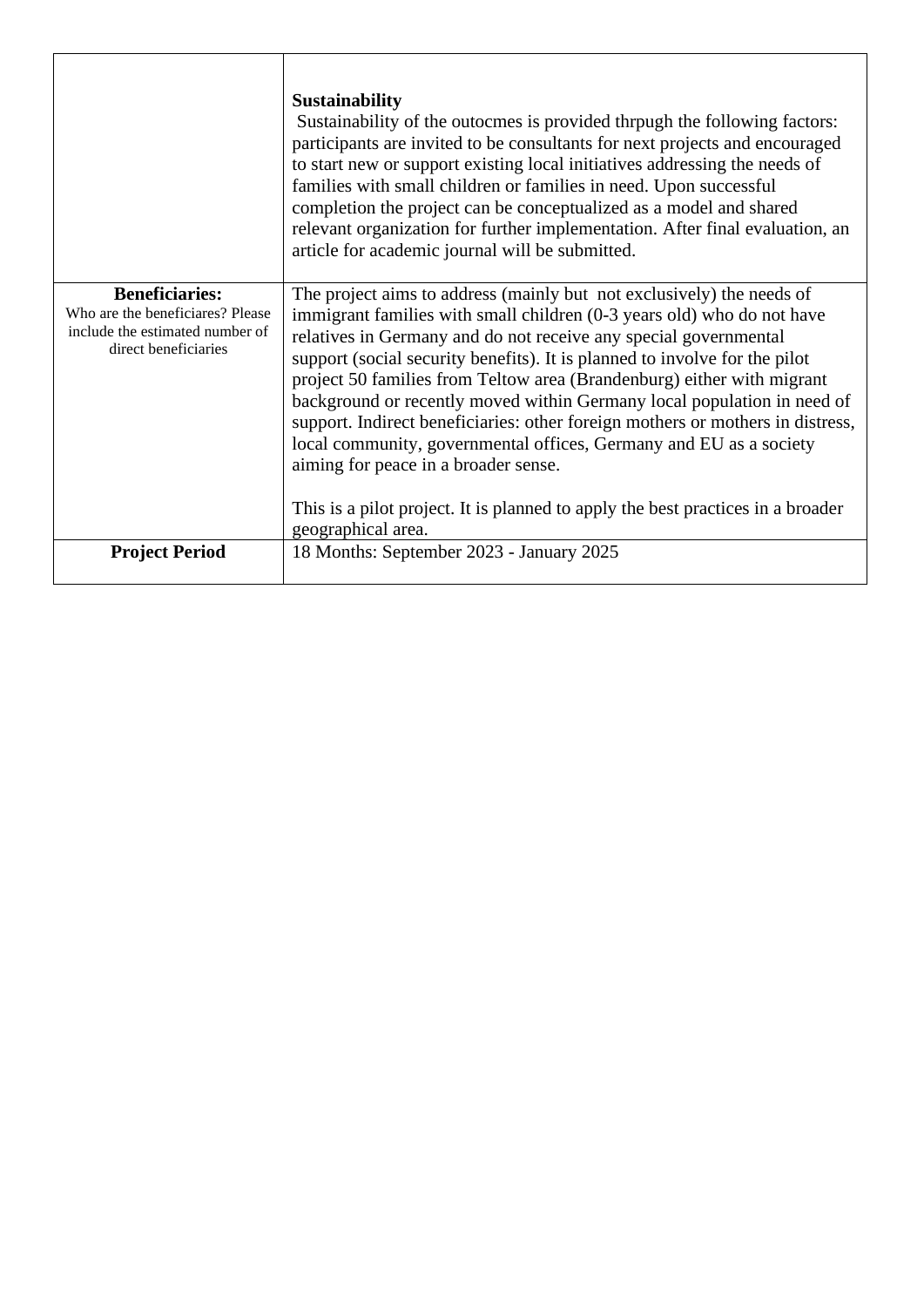| | |
|---|---|
| | **Sustainability**<br>Sustainability of the outocmes is provided thrpugh the following factors: participants are invited to be consultants for next projects and encouraged to start new or support existing local initiatives addressing the needs of families with small children or families in need. Upon successful completion the project can be conceptualized as a model and shared relevant organization for further implementation. After final evaluation, an article for academic journal will be submitted. |
| **Beneficiaries:**<br>Who are the beneficiares? Please include the estimated number of direct beneficiaries | The project aims to address (mainly but not exclusively) the needs of immigrant families with small children (0-3 years old) who do not have relatives in Germany and do not receive any special governmental support (social security benefits). It is planned to involve for the pilot project 50 families from Teltow area (Brandenburg) either with migrant background or recently moved within Germany local population in need of support. Indirect beneficiaries: other foreign mothers or mothers in distress, local community, governmental offices, Germany and EU as a society aiming for peace in a broader sense.<br><br>This is a pilot project. It is planned to apply the best practices in a broader geographical area. |
| **Project Period** | 18 Months: September 2023 - January 2025 |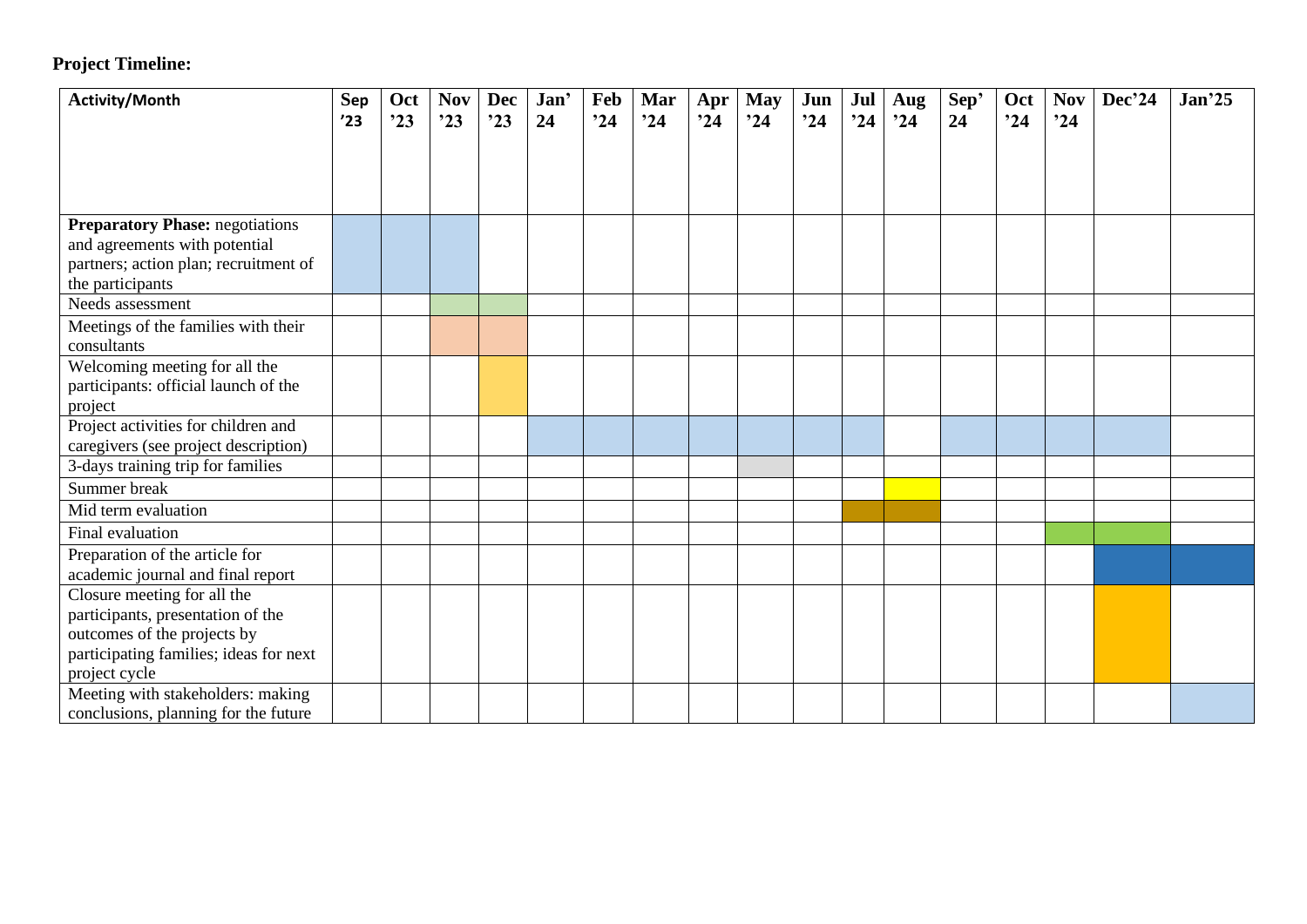**Project Timeline:**

| Activity/Month | Sep '23 | Oct '23 | Nov '23 | Dec '23 | Jan' 24 | Feb '24 | Mar '24 | Apr '24 | May '24 | Jun '24 | Jul '24 | Aug '24 | Sep' 24 | Oct '24 | Nov '24 | Dec'24 | Jan'25 |
|---|---|---|---|---|---|---|---|---|---|---|---|---|---|---|---|---|---|
| **Preparatory Phase:** negotiations and agreements with potential partners; action plan; recruitment of the participants | X | X | X | | | | | | | | | | | | | | |
| Needs assessment | | | X | X | | | | | | | | | | | | | |
| Meetings of the families with their consultants | | | X | X | | | | | | | | | | | | | |
| Welcoming meeting for all the participants: official launch of the project | | | | X | | | | | | | | | | | | | |
| Project activities for children and caregivers (see project description) | | | | | X | X | X | X | X | X | X | | X | X | X | X | |
| 3-days training trip for families | | | | | | | | | X | | | | | | | | |
| Summer break | | | | | | | | | | | | X | | | | | |
| Mid term evaluation | | | | | | | | | | | X | X | | | | | |
| Final evaluation | | | | | | | | | | | | | | | X | X | |
| Preparation of the article for academic journal and final report | | | | | | | | | | | | | | | | X | X |
| Closure meeting for all the participants, presentation of the outcomes of the projects by participating families; ideas for next project cycle | | | | | | | | | | | | | | | | X | |
| Meeting with stakeholders: making conclusions, planning for the future | | | | | | | | | | | | | | | | | X |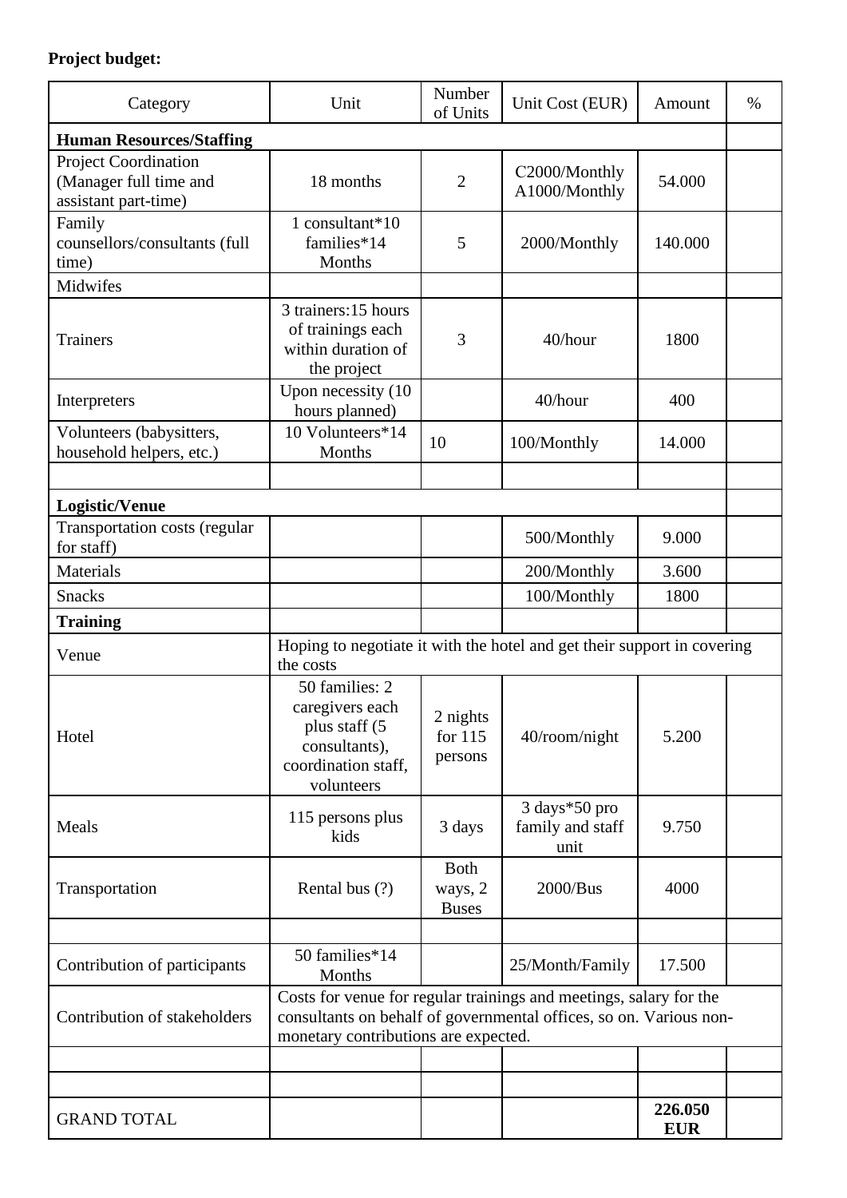**Project budget:**

| Category | Unit | Number of Units | Unit Cost (EUR) | Amount | % |
|---|---|---|---|---|---|
| **Human Resources/Staffing** | | | | | |
| Project Coordination (Manager full time and assistant part-time) | 18 months | 2 | C2000/Monthly A1000/Monthly | 54.000 | |
| Family counsellors/consultants (full time) | 1 consultant*10 families*14 Months | 5 | 2000/Monthly | 140.000 | |
| Midwifes | | | | | |
| Trainers | 3 trainers:15 hours of trainings each within duration of the project | 3 | 40/hour | 1800 | |
| Interpreters | Upon necessity (10 hours planned) | | 40/hour | 400 | |
| Volunteers (babysitters, household helpers, etc.) | 10 Volunteers*14 Months | 10 | 100/Monthly | 14.000 | |
| | | | | | |
| **Logistic/Venue** | | | | | |
| Transportation costs (regular for staff) | | | 500/Monthly | 9.000 | |
| Materials | | | 200/Monthly | 3.600 | |
| Snacks | | | 100/Monthly | 1800 | |
| **Training** | | | | | |
| Venue | Hoping to negotiate it with the hotel and get their support in covering the costs | | | | |
| Hotel | 50 families: 2 caregivers each plus staff (5 consultants), coordination staff, volunteers | 2 nights for 115 persons | 40/room/night | 5.200 | |
| Meals | 115 persons plus kids | 3 days | 3 days*50 pro family and staff unit | 9.750 | |
| Transportation | Rental bus (?) | Both ways, 2 Buses | 2000/Bus | 4000 | |
| | | | | | |
| Contribution of participants | 50 families*14 Months | | 25/Month/Family | 17.500 | |
| Contribution of stakeholders | Costs for venue for regular trainings and meetings, salary for the consultants on behalf of governmental offices, so on. Various non-monetary contributions are expected. | | | | |
| | | | | | |
| | | | | | |
| GRAND TOTAL | | | | **226.050 EUR** | |